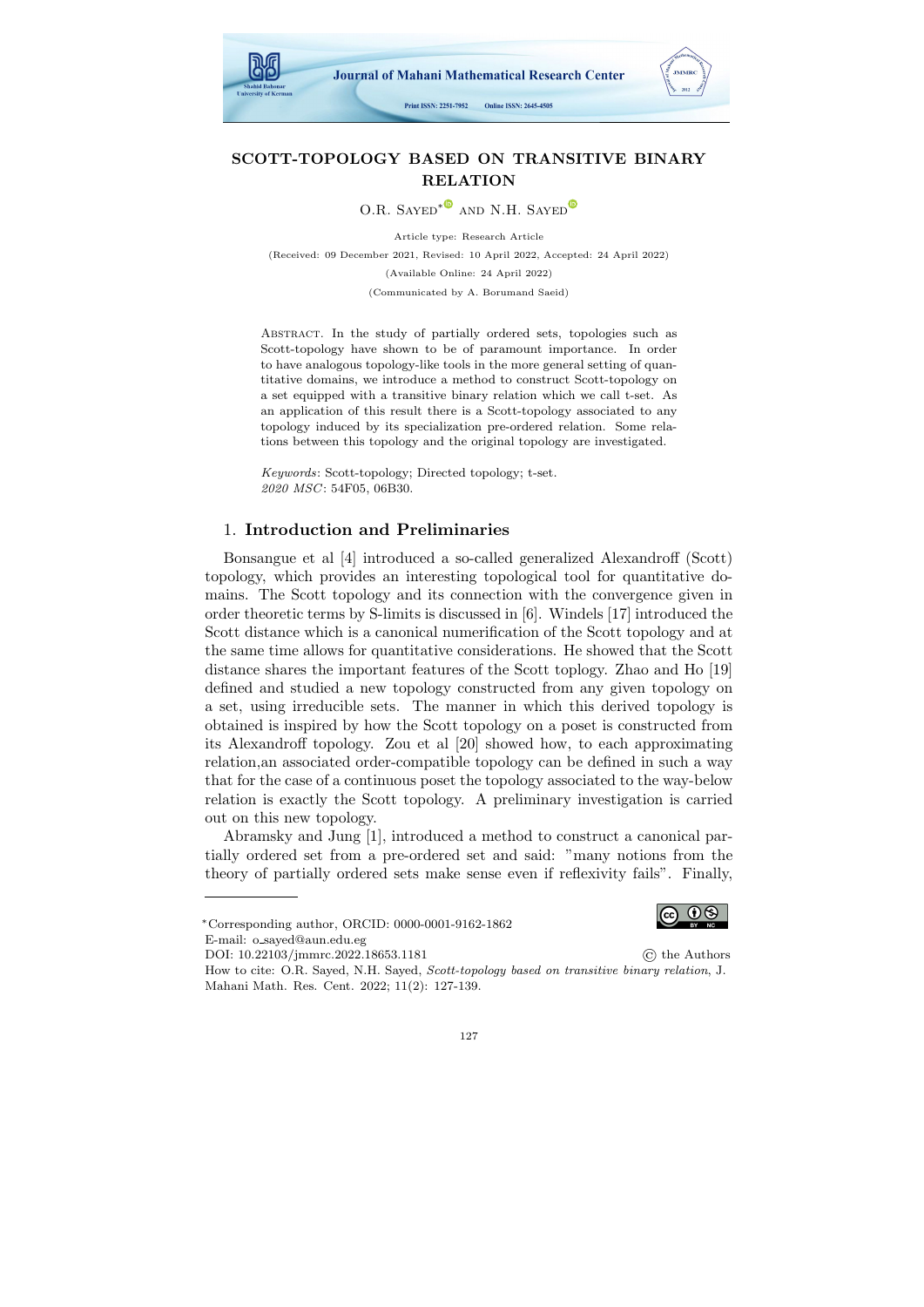# SCOTT-TOPOLOGY BASED ON TRANSITIVE BINARY RELATION

O.R. Sayed* and N.H. Sayed

Article type: Research Article

(Received: 09 December 2021, Revised: 10 April 2022, Accepted: 24 April 2022)

(Available Online: 24 April 2022)

(Communicated by A. Borumand Saeid)

Abstract. In the study of partially ordered sets, topologies such as Scott-topology have shown to be of paramount importance. In order to have analogous topology-like tools in the more general setting of quantitative domains, we introduce a method to construct Scott-topology on a set equipped with a transitive binary relation which we call t-set. As an application of this result there is a Scott-topology associated to any topology induced by its specialization pre-ordered relation. Some relations between this topology and the original topology are investigated.

*Keywords*: Scott-topology; Directed topology; t-set.
*2020 MSC*: 54F05, 06B30.

## 1. Introduction and Preliminaries

Bonsangue et al [4] introduced a so-called generalized Alexandroff (Scott) topology, which provides an interesting topological tool for quantitative domains. The Scott topology and its connection with the convergence given in order theoretic terms by S-limits is discussed in [6]. Windels [17] introduced the Scott distance which is a canonical numerification of the Scott topology and at the same time allows for quantitative considerations. He showed that the Scott distance shares the important features of the Scott toplogy. Zhao and Ho [19] defined and studied a new topology constructed from any given topology on a set, using irreducible sets. The manner in which this derived topology is obtained is inspired by how the Scott topology on a poset is constructed from its Alexandroff topology. Zou et al [20] showed how, to each approximating relation,an associated order-compatible topology can be defined in such a way that for the case of a continuous poset the topology associated to the way-below relation is exactly the Scott topology. A preliminary investigation is carried out on this new topology.

Abramsky and Jung [1], introduced a method to construct a canonical partially ordered set from a pre-ordered set and said: "many notions from the theory of partially ordered sets make sense even if reflexivity fails". Finally,

*Corresponding author, ORCID: 0000-0001-9162-1862
E-mail: o_sayed@aun.edu.eg
DOI: 10.22103/jmmrc.2022.18653.1181 © the Authors
How to cite: O.R. Sayed, N.H. Sayed, *Scott-topology based on transitive binary relation*, J. Mahani Math. Res. Cent. 2022; 11(2): 127-139.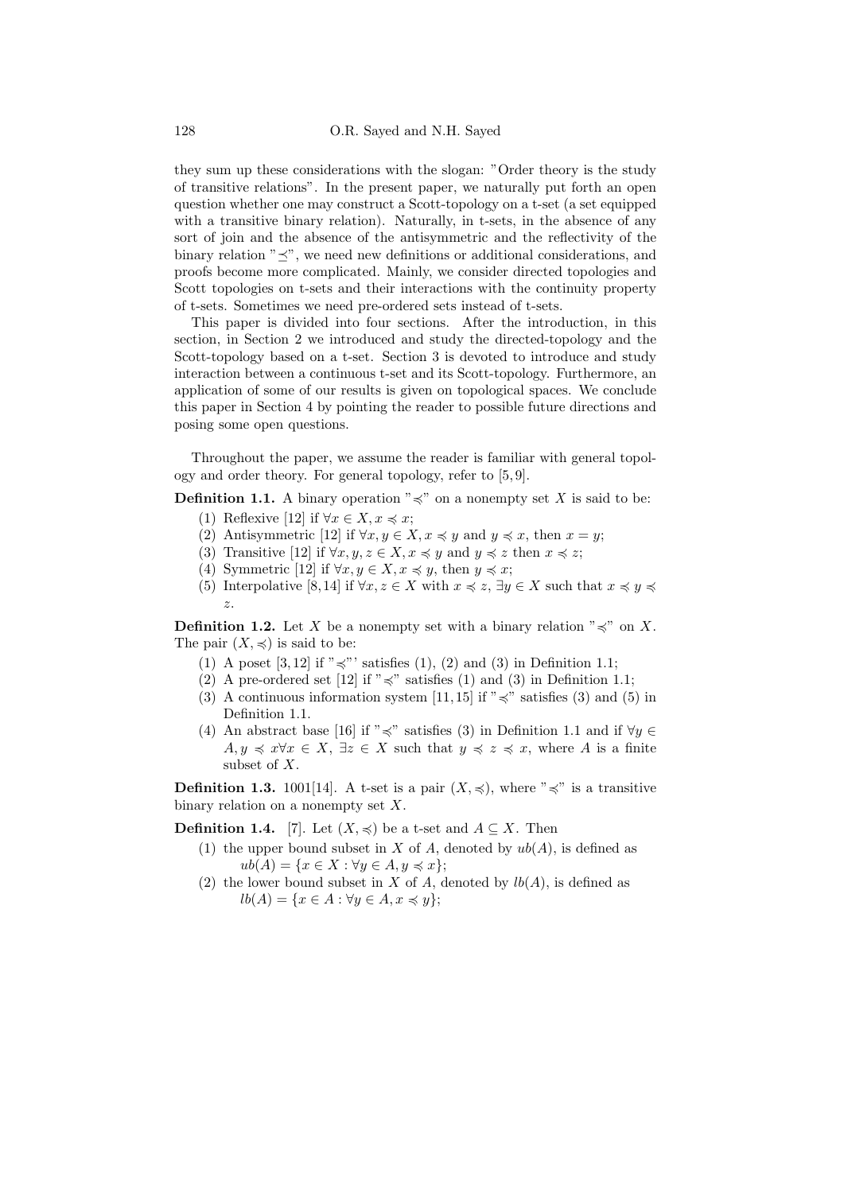they sum up these considerations with the slogan: "Order theory is the study of transitive relations". In the present paper, we naturally put forth an open question whether one may construct a Scott-topology on a t-set (a set equipped with a transitive binary relation). Naturally, in t-sets, in the absence of any sort of join and the absence of the antisymmetric and the reflectivity of the binary relation "$\preceq$", we need new definitions or additional considerations, and proofs become more complicated. Mainly, we consider directed topologies and Scott topologies on t-sets and their interactions with the continuity property of t-sets. Sometimes we need pre-ordered sets instead of t-sets.

This paper is divided into four sections. After the introduction, in this section, in Section 2 we introduced and study the directed-topology and the Scott-topology based on a t-set. Section 3 is devoted to introduce and study interaction between a continuous t-set and its Scott-topology. Furthermore, an application of some of our results is given on topological spaces. We conclude this paper in Section 4 by pointing the reader to possible future directions and posing some open questions.

Throughout the paper, we assume the reader is familiar with general topology and order theory. For general topology, refer to [5, 9].

**Definition 1.1.** A binary operation "$\preccurlyeq$" on a nonempty set $X$ is said to be:

1. Reflexive [12] if $\forall x \in X, x \preccurlyeq x$;
2. Antisymmetric [12] if $\forall x, y \in X, x \preccurlyeq y$ and $y \preccurlyeq x$, then $x = y$;
3. Transitive [12] if $\forall x, y, z \in X, x \preccurlyeq y$ and $y \preccurlyeq z$ then $x \preccurlyeq z$;
4. Symmetric [12] if $\forall x, y \in X, x \preccurlyeq y$, then $y \preccurlyeq x$;
5. Interpolative [8, 14] if $\forall x, z \in X$ with $x \preccurlyeq z$, $\exists y \in X$ such that $x \preccurlyeq y \preccurlyeq z$.

**Definition 1.2.** Let $X$ be a nonempty set with a binary relation "$\preccurlyeq$" on $X$. The pair $(X, \preccurlyeq)$ is said to be:

1. A poset [3, 12] if "$\preccurlyeq$"' satisfies (1), (2) and (3) in Definition 1.1;
2. A pre-ordered set [12] if "$\preccurlyeq$" satisfies (1) and (3) in Definition 1.1;
3. A continuous information system [11, 15] if "$\preccurlyeq$" satisfies (3) and (5) in Definition 1.1.
4. An abstract base [16] if "$\preccurlyeq$" satisfies (3) in Definition 1.1 and if $\forall y \in A, y \preccurlyeq x \forall x \in X$, $\exists z \in X$ such that $y \preccurlyeq z \preccurlyeq x$, where $A$ is a finite subset of $X$.

**Definition 1.3.** 1001[14]. A t-set is a pair $(X, \preccurlyeq)$, where "$\preccurlyeq$" is a transitive binary relation on a nonempty set $X$.

**Definition 1.4.** [7]. Let $(X, \preccurlyeq)$ be a t-set and $A \subseteq X$. Then

1. the upper bound subset in $X$ of $A$, denoted by $ub(A)$, is defined as $ub(A) = \{x \in X : \forall y \in A, y \preccurlyeq x\}$;
2. the lower bound subset in $X$ of $A$, denoted by $lb(A)$, is defined as $lb(A) = \{x \in A : \forall y \in A, x \preccurlyeq y\}$;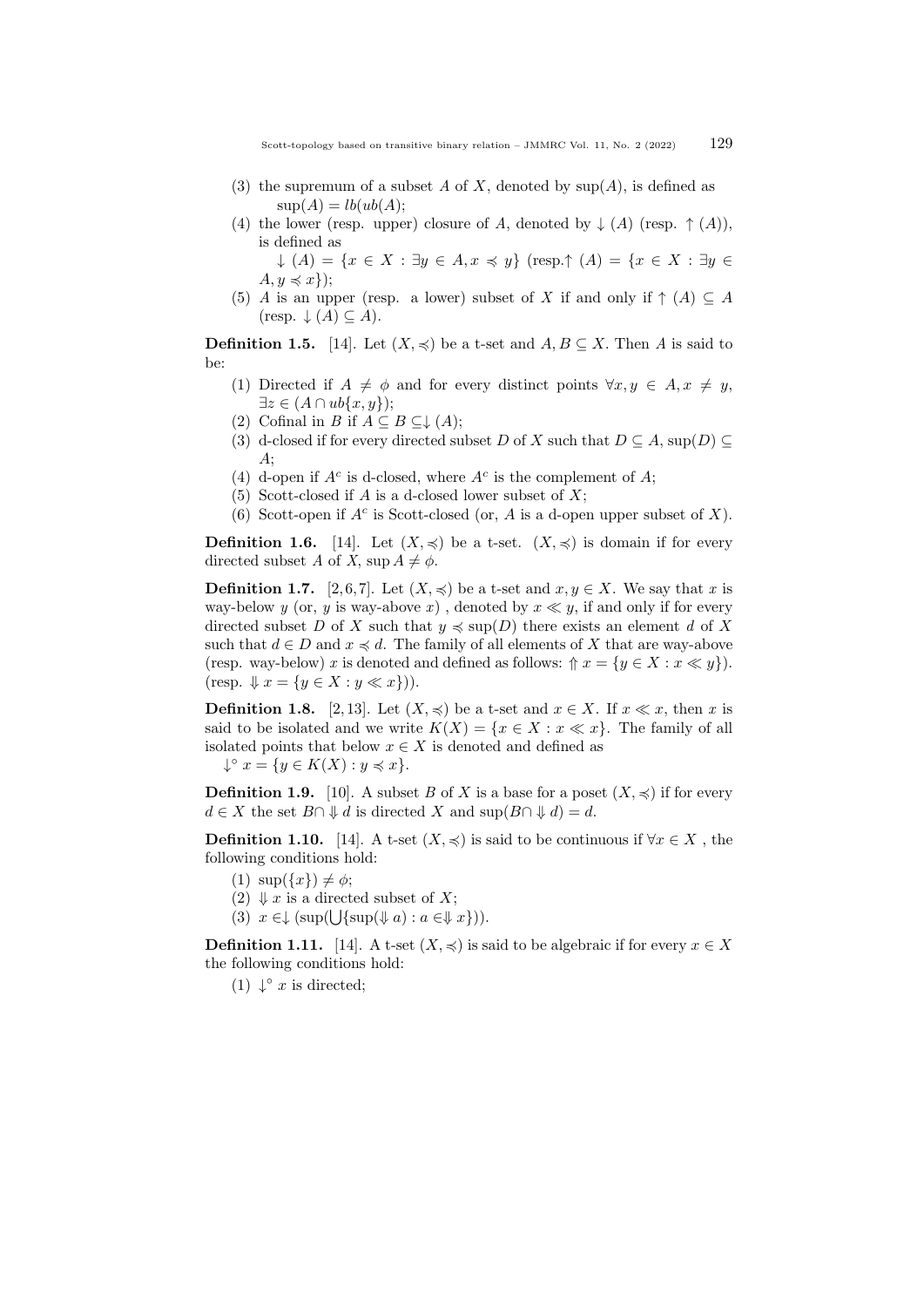(3) the supremum of a subset $A$ of $X$, denoted by $\sup(A)$, is defined as $\sup(A) = lb(ub(A)$;

(4) the lower (resp. upper) closure of $A$, denoted by $\downarrow (A)$ (resp. $\uparrow (A)$), is defined as
$\downarrow (A) = \{x \in X : \exists y \in A, x \preccurlyeq y\}$ (resp.$\uparrow (A) = \{x \in X : \exists y \in A, y \preccurlyeq x\}$);

(5) $A$ is an upper (resp. a lower) subset of $X$ if and only if $\uparrow (A) \subseteq A$ (resp. $\downarrow (A) \subseteq A$).

**Definition 1.5.** [14]. Let $(X, \preccurlyeq)$ be a t-set and $A, B \subseteq X$. Then $A$ is said to be:

(1) Directed if $A \neq \phi$ and for every distinct points $\forall x, y \in A, x \neq y$, $\exists z \in (A \cap ub\{x, y\})$;

(2) Cofinal in $B$ if $A \subseteq B \subseteq \downarrow (A)$;

(3) d-closed if for every directed subset $D$ of $X$ such that $D \subseteq A$, $\sup(D) \subseteq A$;

(4) d-open if $A^c$ is d-closed, where $A^c$ is the complement of $A$;

(5) Scott-closed if $A$ is a d-closed lower subset of $X$;

(6) Scott-open if $A^c$ is Scott-closed (or, $A$ is a d-open upper subset of $X$).

**Definition 1.6.** [14]. Let $(X, \preccurlyeq)$ be a t-set. $(X, \preccurlyeq)$ is domain if for every directed subset $A$ of $X$, $\sup A \neq \phi$.

**Definition 1.7.** [2, 6, 7]. Let $(X, \preccurlyeq)$ be a t-set and $x, y \in X$. We say that $x$ is way-below $y$ (or, $y$ is way-above $x$) , denoted by $x \ll y$, if and only if for every directed subset $D$ of $X$ such that $y \preccurlyeq \sup(D)$ there exists an element $d$ of $X$ such that $d \in D$ and $x \preccurlyeq d$. The family of all elements of $X$ that are way-above (resp. way-below) $x$ is denoted and defined as follows: $\Uparrow x = \{y \in X : x \ll y\}$). (resp. $\Downarrow x = \{y \in X : y \ll x\}$)).

**Definition 1.8.** [2, 13]. Let $(X, \preccurlyeq)$ be a t-set and $x \in X$. If $x \ll x$, then $x$ is said to be isolated and we write $K(X) = \{x \in X : x \ll x\}$. The family of all isolated points that below $x \in X$ is denoted and defined as
$\downarrow^{\circ} x = \{y \in K(X) : y \preccurlyeq x\}$.

**Definition 1.9.** [10]. A subset $B$ of $X$ is a base for a poset $(X, \preccurlyeq)$ if for every $d \in X$ the set $B \cap \Downarrow d$ is directed $X$ and $\sup(B \cap \Downarrow d) = d$.

**Definition 1.10.** [14]. A t-set $(X, \preccurlyeq)$ is said to be continuous if $\forall x \in X$ , the following conditions hold:

(1) $\sup(\{x\}) \neq \phi$;

(2) $\Downarrow x$ is a directed subset of $X$;

(3) $x \in \downarrow (\sup(\bigcup\{\sup(\Downarrow a) : a \in \Downarrow x\}))$.

**Definition 1.11.** [14]. A t-set $(X, \preccurlyeq)$ is said to be algebraic if for every $x \in X$ the following conditions hold:

(1) $\downarrow^{\circ} x$ is directed;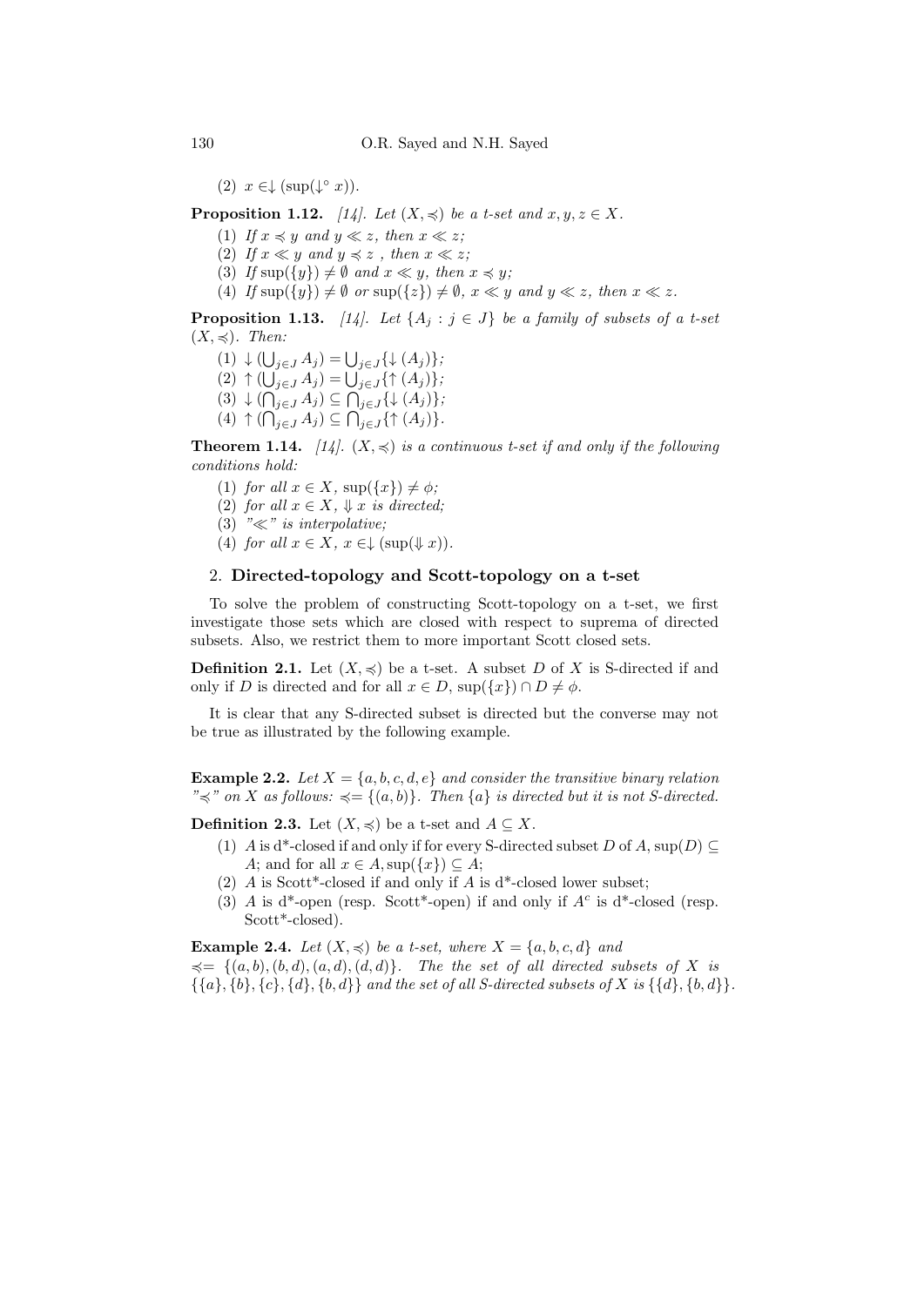(2) $x \in \downarrow (\sup(\downarrow^\circ x))$.

**Proposition 1.12.** *[14]. Let $(X, \preccurlyeq)$ be a t-set and $x, y, z \in X$.*

(1) *If $x \preccurlyeq y$ and $y \ll z$, then $x \ll z$;*

(2) *If $x \ll y$ and $y \preccurlyeq z$ , then $x \ll z$;*

(3) *If $\sup(\{y\}) \neq \emptyset$ and $x \ll y$, then $x \preccurlyeq y$;*

(4) *If $\sup(\{y\}) \neq \emptyset$ or $\sup(\{z\}) \neq \emptyset$, $x \ll y$ and $y \ll z$, then $x \ll z$.*

**Proposition 1.13.** *[14]. Let $\{A_j : j \in J\}$ be a family of subsets of a t-set $(X, \preccurlyeq)$. Then:*

(1) $\downarrow (\bigcup_{j \in J} A_j) = \bigcup_{j \in J} \{\downarrow (A_j)\}$;

(2) $\uparrow (\bigcup_{j \in J} A_j) = \bigcup_{j \in J} \{\uparrow (A_j)\}$;

(3) $\downarrow (\bigcap_{j \in J} A_j) \subseteq \bigcap_{j \in J} \{\downarrow (A_j)\}$;

(4) $\uparrow (\bigcap_{j \in J} A_j) \subseteq \bigcap_{j \in J} \{\uparrow (A_j)\}$.

**Theorem 1.14.** *[14]. $(X, \preccurlyeq)$ is a continuous t-set if and only if the following conditions hold:*

(1) *for all $x \in X$, $\sup(\{x\}) \neq \phi$;*

(2) *for all $x \in X$, $\Downarrow x$ is directed;*

(3) *"$\ll$" is interpolative;*

(4) *for all $x \in X$, $x \in \downarrow (\sup(\Downarrow x))$.*

## 2. Directed-topology and Scott-topology on a t-set

To solve the problem of constructing Scott-topology on a t-set, we first investigate those sets which are closed with respect to suprema of directed subsets. Also, we restrict them to more important Scott closed sets.

**Definition 2.1.** Let $(X, \preccurlyeq)$ be a t-set. A subset $D$ of $X$ is S-directed if and only if $D$ is directed and for all $x \in D$, $\sup(\{x\}) \cap D \neq \phi$.

It is clear that any S-directed subset is directed but the converse may not be true as illustrated by the following example.

**Example 2.2.** *Let $X = \{a, b, c, d, e\}$ and consider the transitive binary relation "$\preccurlyeq$" on $X$ as follows: $\preccurlyeq = \{(a, b)\}$. Then $\{a\}$ is directed but it is not S-directed.*

**Definition 2.3.** Let $(X, \preccurlyeq)$ be a t-set and $A \subseteq X$.

(1) $A$ is d*-closed if and only if for every S-directed subset $D$ of $A$, $\sup(D) \subseteq A$; and for all $x \in A, \sup(\{x\}) \subseteq A$;

(2) $A$ is Scott*-closed if and only if $A$ is d*-closed lower subset;

(3) $A$ is d*-open (resp. Scott*-open) if and only if $A^c$ is d*-closed (resp. Scott*-closed).

**Example 2.4.** *Let $(X, \preccurlyeq)$ be a t-set, where $X = \{a, b, c, d\}$ and $\preccurlyeq = \{(a, b), (b, d), (a, d), (d, d)\}$. The the set of all directed subsets of $X$ is $\{\{a\}, \{b\}, \{c\}, \{d\}, \{b, d\}\}$ and the set of all S-directed subsets of $X$ is $\{\{d\}, \{b, d\}\}$.*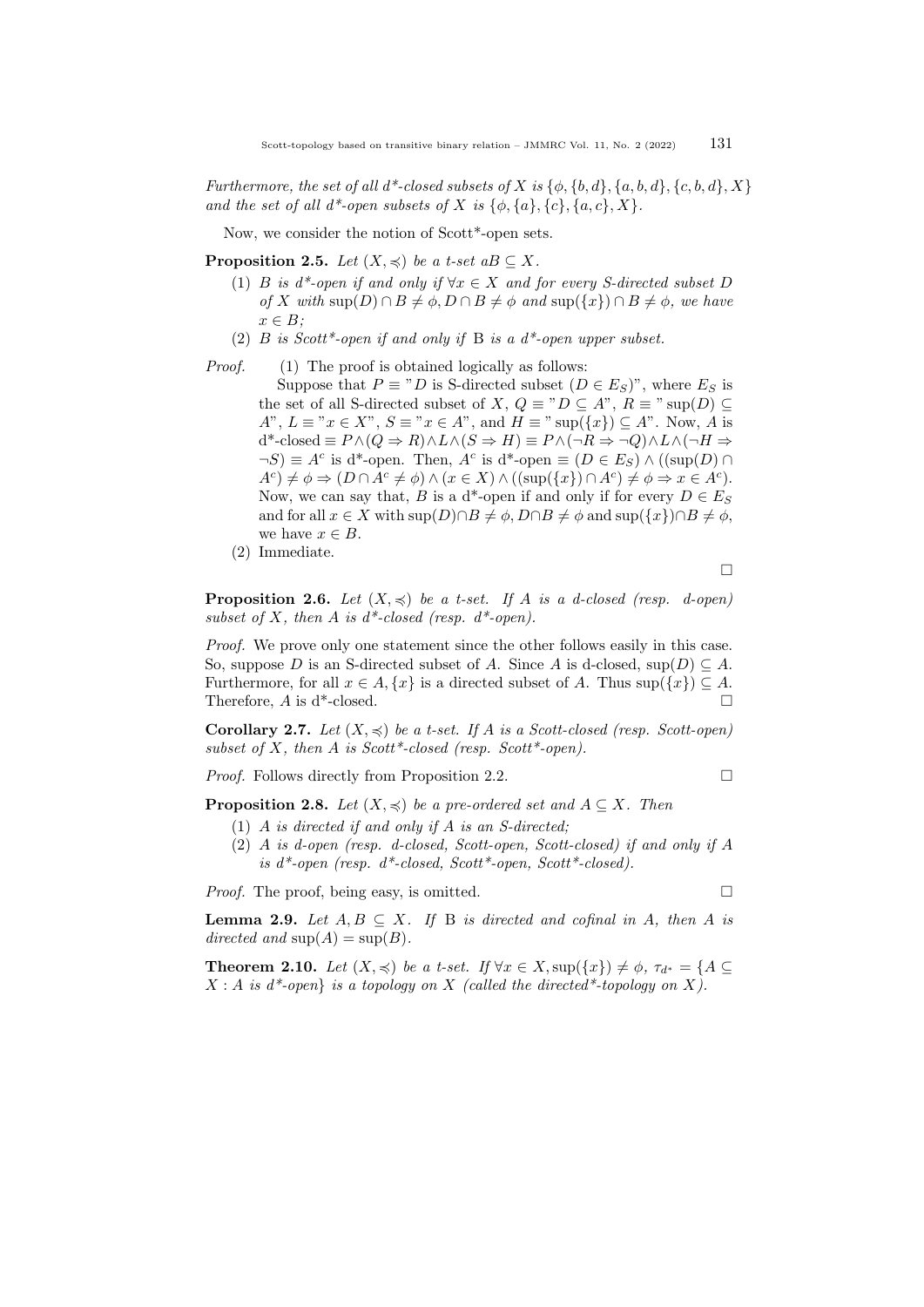*Furthermore, the set of all d*-closed subsets of X is* $\{\phi, \{b, d\}, \{a, b, d\}, \{c, b, d\}, X\}$ *and the set of all d*-open subsets of X is* $\{\phi, \{a\}, \{c\}, \{a, c\}, X\}$.

Now, we consider the notion of Scott*-open sets.

**Proposition 2.5.** *Let* $(X, \preccurlyeq)$ *be a t-set* $aB \subseteq X$.

1. *B is d*-open if and only if* $\forall x \in X$ *and for every S-directed subset D of X with* $\sup(D) \cap B \neq \phi, D \cap B \neq \phi$ *and* $\sup(\{x\}) \cap B \neq \phi$, *we have* $x \in B$;
2. *B is Scott*-open if and only if* B *is a d*-open upper subset.*

*Proof.* (1) The proof is obtained logically as follows:

Suppose that $P \equiv$ "$D$ is S-directed subset $(D \in E_S)$", where $E_S$ is the set of all S-directed subset of $X$, $Q \equiv$ "$D \subseteq A$", $R \equiv$ "$\sup(D) \subseteq A$", $L \equiv$ "$x \in X$", $S \equiv$ "$x \in A$", and $H \equiv$ "$\sup(\{x\}) \subseteq A$". Now, $A$ is d*-closed $\equiv P \wedge (Q \Rightarrow R) \wedge L \wedge (S \Rightarrow H) \equiv P \wedge (\neg R \Rightarrow \neg Q) \wedge L \wedge (\neg H \Rightarrow \neg S) \equiv A^c$ is d*-open. Then, $A^c$ is d*-open $\equiv (D \in E_S) \wedge ((\sup(D) \cap A^c) \neq \phi \Rightarrow (D \cap A^c \neq \phi) \wedge (x \in X) \wedge ((\sup(\{x\}) \cap A^c) \neq \phi \Rightarrow x \in A^c)$. Now, we can say that, $B$ is a d*-open if and only if for every $D \in E_S$ and for all $x \in X$ with $\sup(D) \cap B \neq \phi, D \cap B \neq \phi$ and $\sup(\{x\}) \cap B \neq \phi$, we have $x \in B$.

(2) Immediate.

□

**Proposition 2.6.** *Let* $(X, \preccurlyeq)$ *be a t-set. If A is a d-closed (resp. d-open) subset of X, then A is d*-closed (resp. d*-open).*

*Proof.* We prove only one statement since the other follows easily in this case. So, suppose $D$ is an S-directed subset of $A$. Since $A$ is d-closed, $\sup(D) \subseteq A$. Furthermore, for all $x \in A, \{x\}$ is a directed subset of $A$. Thus $\sup(\{x\}) \subseteq A$. Therefore, $A$ is d*-closed. □

**Corollary 2.7.** *Let* $(X, \preccurlyeq)$ *be a t-set. If A is a Scott-closed (resp. Scott-open) subset of X, then A is Scott*-closed (resp. Scott*-open).*

*Proof.* Follows directly from Proposition 2.2. □

**Proposition 2.8.** *Let* $(X, \preccurlyeq)$ *be a pre-ordered set and* $A \subseteq X$. *Then*

1. *A is directed if and only if A is an S-directed;*
2. *A is d-open (resp. d-closed, Scott-open, Scott-closed) if and only if A is d*-open (resp. d*-closed, Scott*-open, Scott*-closed).*

*Proof.* The proof, being easy, is omitted. □

**Lemma 2.9.** *Let* $A, B \subseteq X$. *If* B *is directed and cofinal in A, then A is directed and* $\sup(A) = \sup(B)$.

**Theorem 2.10.** *Let* $(X, \preccurlyeq)$ *be a t-set. If* $\forall x \in X, \sup(\{x\}) \neq \phi$, $\tau_{d^*} = \{A \subseteq X : A$ *is d*-open*$\}$ *is a topology on X (called the directed*-topology on X).*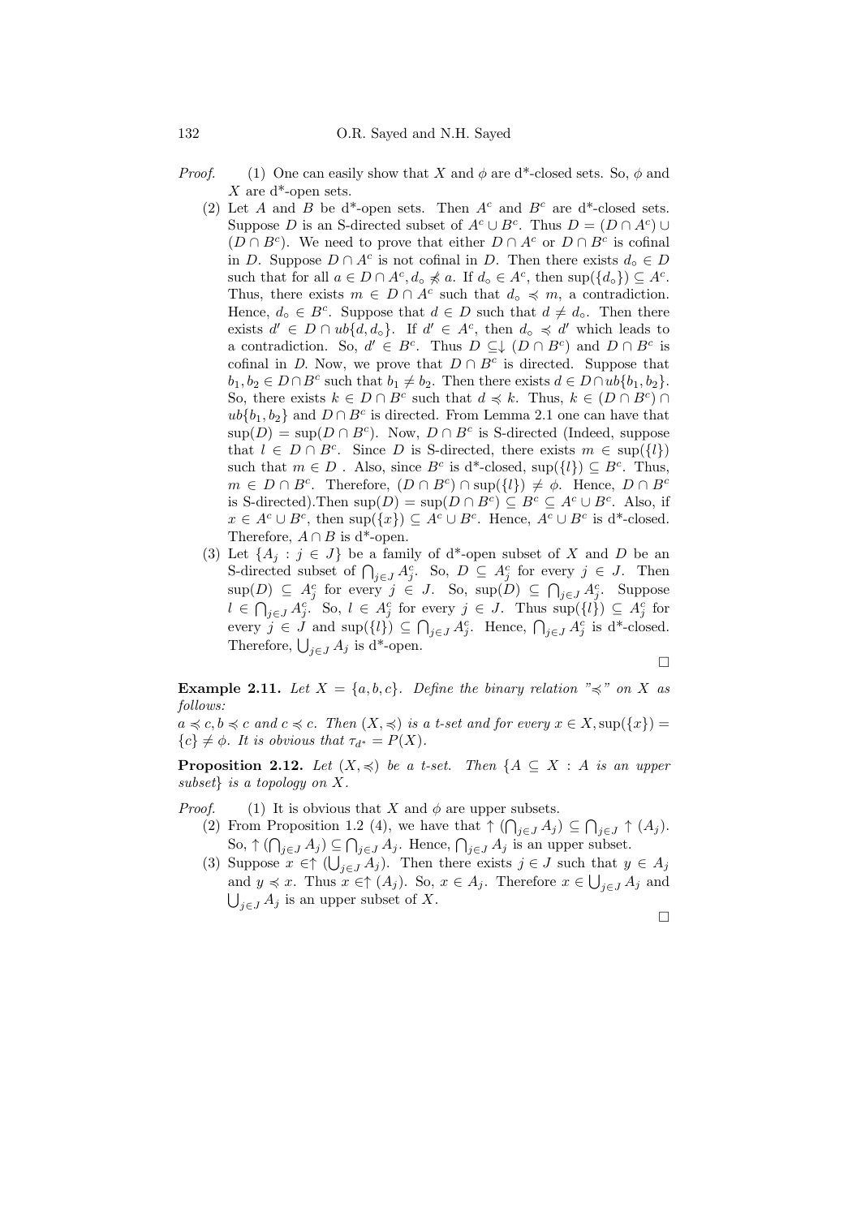*Proof.* (1) One can easily show that $X$ and $\phi$ are d*-closed sets. So, $\phi$ and $X$ are d*-open sets.

(2) Let $A$ and $B$ be d*-open sets. Then $A^c$ and $B^c$ are d*-closed sets. Suppose $D$ is an S-directed subset of $A^c \cup B^c$. Thus $D = (D \cap A^c) \cup (D \cap B^c)$. We need to prove that either $D \cap A^c$ or $D \cap B^c$ is cofinal in $D$. Suppose $D \cap A^c$ is not cofinal in $D$. Then there exists $d_\circ \in D$ such that for all $a \in D \cap A^c, d_\circ \not\preccurlyeq a$. If $d_\circ \in A^c$, then $\sup(\{d_\circ\}) \subseteq A^c$. Thus, there exists $m \in D \cap A^c$ such that $d_\circ \preccurlyeq m$, a contradiction. Hence, $d_\circ \in B^c$. Suppose that $d \in D$ such that $d \neq d_\circ$. Then there exists $d' \in D \cap ub\{d, d_\circ\}$. If $d' \in A^c$, then $d_\circ \preccurlyeq d'$ which leads to a contradiction. So, $d' \in B^c$. Thus $D \subseteq \downarrow (D \cap B^c)$ and $D \cap B^c$ is cofinal in $D$. Now, we prove that $D \cap B^c$ is directed. Suppose that $b_1, b_2 \in D \cap B^c$ such that $b_1 \neq b_2$. Then there exists $d \in D \cap ub\{b_1, b_2\}$. So, there exists $k \in D \cap B^c$ such that $d \preccurlyeq k$. Thus, $k \in (D \cap B^c) \cap ub\{b_1, b_2\}$ and $D \cap B^c$ is directed. From Lemma 2.1 one can have that $\sup(D) = \sup(D \cap B^c)$. Now, $D \cap B^c$ is S-directed (Indeed, suppose that $l \in D \cap B^c$. Since $D$ is S-directed, there exists $m \in \sup(\{l\})$ such that $m \in D$ . Also, since $B^c$ is d*-closed, $\sup(\{l\}) \subseteq B^c$. Thus, $m \in D \cap B^c$. Therefore, $(D \cap B^c) \cap \sup(\{l\}) \neq \phi$. Hence, $D \cap B^c$ is S-directed).Then $\sup(D) = \sup(D \cap B^c) \subseteq B^c \subseteq A^c \cup B^c$. Also, if $x \in A^c \cup B^c$, then $\sup(\{x\}) \subseteq A^c \cup B^c$. Hence, $A^c \cup B^c$ is d*-closed. Therefore, $A \cap B$ is d*-open.

(3) Let $\{A_j : j \in J\}$ be a family of d*-open subset of $X$ and $D$ be an S-directed subset of $\bigcap_{j\in J} A_j^c$. So, $D \subseteq A_j^c$ for every $j \in J$. Then $\sup(D) \subseteq A_j^c$ for every $j \in J$. So, $\sup(D) \subseteq \bigcap_{j\in J} A_j^c$. Suppose $l \in \bigcap_{j\in J} A_j^c$. So, $l \in A_j^c$ for every $j \in J$. Thus $\sup(\{l\}) \subseteq A_j^c$ for every $j \in J$ and $\sup(\{l\}) \subseteq \bigcap_{j\in J} A_j^c$. Hence, $\bigcap_{j\in J} A_j^c$ is d*-closed. Therefore, $\bigcup_{j\in J} A_j$ is d*-open.

□

**Example 2.11.** *Let $X = \{a, b, c\}$. Define the binary relation "$\preccurlyeq$" on $X$ as follows:*
*$a \preccurlyeq c, b \preccurlyeq c$ and $c \preccurlyeq c$. Then $(X, \preccurlyeq)$ is a t-set and for every $x \in X, \sup(\{x\}) = \{c\} \neq \phi$. It is obvious that $\tau_{d^*} = P(X)$.*

**Proposition 2.12.** *Let $(X, \preccurlyeq)$ be a t-set. Then $\{A \subseteq X : A$ is an upper subset$\}$ is a topology on $X$.*

*Proof.* (1) It is obvious that $X$ and $\phi$ are upper subsets.

(2) From Proposition 1.2 (4), we have that $\uparrow (\bigcap_{j\in J} A_j) \subseteq \bigcap_{j\in J} \uparrow (A_j)$. So, $\uparrow (\bigcap_{j\in J} A_j) \subseteq \bigcap_{j\in J} A_j$. Hence, $\bigcap_{j\in J} A_j$ is an upper subset.

(3) Suppose $x \in\uparrow (\bigcup_{j\in J} A_j)$. Then there exists $j \in J$ such that $y \in A_j$ and $y \preccurlyeq x$. Thus $x \in\uparrow (A_j)$. So, $x \in A_j$. Therefore $x \in \bigcup_{j\in J} A_j$ and $\bigcup_{j\in J} A_j$ is an upper subset of $X$.

□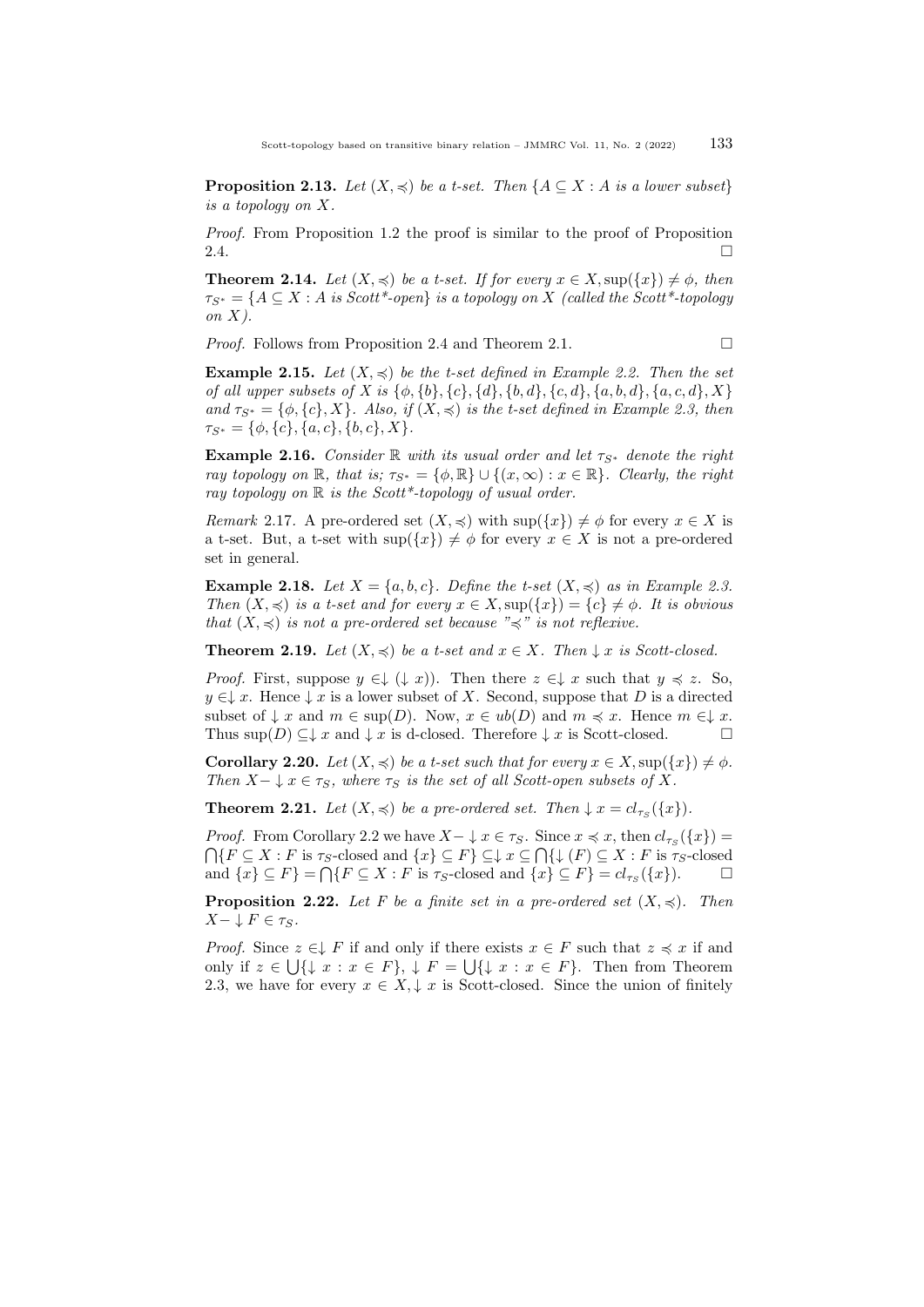**Proposition 2.13.** *Let $(X, \preccurlyeq)$ be a t-set. Then $\{A \subseteq X : A$ is a lower subset$\}$ is a topology on $X$.*

*Proof.* From Proposition 1.2 the proof is similar to the proof of Proposition 2.4. □

**Theorem 2.14.** *Let $(X, \preccurlyeq)$ be a t-set. If for every $x \in X, \sup(\{x\}) \neq \phi$, then $\tau_{S^*} = \{A \subseteq X : A$ is Scott*-open$\}$ is a topology on $X$ (called the Scott*-topology on $X$).*

*Proof.* Follows from Proposition 2.4 and Theorem 2.1. □

**Example 2.15.** *Let $(X, \preccurlyeq)$ be the t-set defined in Example 2.2. Then the set of all upper subsets of $X$ is $\{\phi, \{b\}, \{c\}, \{d\}, \{b, d\}, \{c, d\}, \{a, b, d\}, \{a, c, d\}, X\}$ and $\tau_{S^*} = \{\phi, \{c\}, X\}$. Also, if $(X, \preccurlyeq)$ is the t-set defined in Example 2.3, then $\tau_{S^*} = \{\phi, \{c\}, \{a, c\}, \{b, c\}, X\}$.*

**Example 2.16.** *Consider $\mathbb{R}$ with its usual order and let $\tau_{S^*}$ denote the right ray topology on $\mathbb{R}$, that is; $\tau_{S^*} = \{\phi, \mathbb{R}\} \cup \{(x, \infty) : x \in \mathbb{R}\}$. Clearly, the right ray topology on $\mathbb{R}$ is the Scott*-topology of usual order.*

*Remark* 2.17. A pre-ordered set $(X, \preccurlyeq)$ with $\sup(\{x\}) \neq \phi$ for every $x \in X$ is a t-set. But, a t-set with $\sup(\{x\}) \neq \phi$ for every $x \in X$ is not a pre-ordered set in general.

**Example 2.18.** *Let $X = \{a, b, c\}$. Define the t-set $(X, \preccurlyeq)$ as in Example 2.3. Then $(X, \preccurlyeq)$ is a t-set and for every $x \in X, \sup(\{x\}) = \{c\} \neq \phi$. It is obvious that $(X, \preccurlyeq)$ is not a pre-ordered set because "$\preccurlyeq$" is not reflexive.*

**Theorem 2.19.** *Let $(X, \preccurlyeq)$ be a t-set and $x \in X$. Then $\downarrow x$ is Scott-closed.*

*Proof.* First, suppose $y \in \downarrow (\downarrow x))$. Then there $z \in \downarrow x$ such that $y \preccurlyeq z$. So, $y \in \downarrow x$. Hence $\downarrow x$ is a lower subset of $X$. Second, suppose that $D$ is a directed subset of $\downarrow x$ and $m \in \sup(D)$. Now, $x \in ub(D)$ and $m \preccurlyeq x$. Hence $m \in \downarrow x$. Thus $\sup(D) \subseteq \downarrow x$ and $\downarrow x$ is d-closed. Therefore $\downarrow x$ is Scott-closed. □

**Corollary 2.20.** *Let $(X, \preccurlyeq)$ be a t-set such that for every $x \in X, \sup(\{x\}) \neq \phi$. Then $X - \downarrow x \in \tau_S$, where $\tau_S$ is the set of all Scott-open subsets of $X$.*

**Theorem 2.21.** *Let $(X, \preccurlyeq)$ be a pre-ordered set. Then $\downarrow x = cl_{\tau_S}(\{x\})$.*

*Proof.* From Corollary 2.2 we have $X - \downarrow x \in \tau_S$. Since $x \preccurlyeq x$, then $cl_{\tau_S}(\{x\}) = \bigcap\{F \subseteq X : F$ is $\tau_S$-closed and $\{x\} \subseteq F\} \subseteq \downarrow x \subseteq \bigcap\{\downarrow (F) \subseteq X : F$ is $\tau_S$-closed and $\{x\} \subseteq F\} = \bigcap\{F \subseteq X : F$ is $\tau_S$-closed and $\{x\} \subseteq F\} = cl_{\tau_S}(\{x\})$. □

**Proposition 2.22.** *Let $F$ be a finite set in a pre-ordered set $(X, \preccurlyeq)$. Then $X - \downarrow F \in \tau_S$.*

*Proof.* Since $z \in \downarrow F$ if and only if there exists $x \in F$ such that $z \preccurlyeq x$ if and only if $z \in \bigcup\{\downarrow x : x \in F\}$, $\downarrow F = \bigcup\{\downarrow x : x \in F\}$. Then from Theorem 2.3, we have for every $x \in X, \downarrow x$ is Scott-closed. Since the union of finitely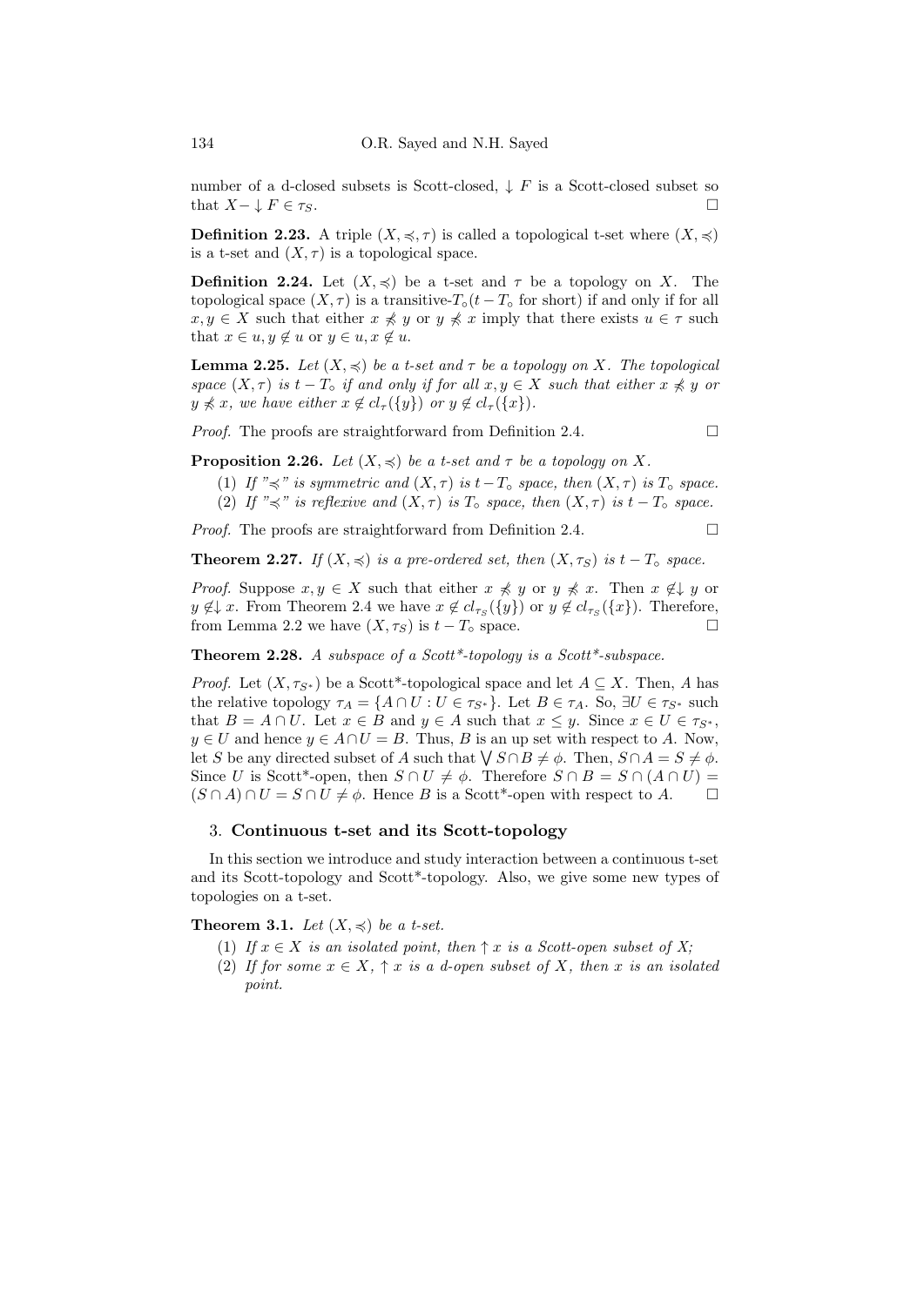number of a d-closed subsets is Scott-closed, $\downarrow F$ is a Scott-closed subset so that $X - \downarrow F \in \tau_S$. □

**Definition 2.23.** A triple $(X, \preccurlyeq, \tau)$ is called a topological t-set where $(X, \preccurlyeq)$ is a t-set and $(X, \tau)$ is a topological space.

**Definition 2.24.** Let $(X, \preccurlyeq)$ be a t-set and $\tau$ be a topology on $X$. The topological space $(X, \tau)$ is a transitive-$T_\circ$($t - T_\circ$ for short) if and only if for all $x, y \in X$ such that either $x \not\preccurlyeq y$ or $y \not\preccurlyeq x$ imply that there exists $u \in \tau$ such that $x \in u, y \notin u$ or $y \in u, x \notin u$.

**Lemma 2.25.** *Let $(X, \preccurlyeq)$ be a t-set and $\tau$ be a topology on $X$. The topological space $(X, \tau)$ is $t - T_\circ$ if and only if for all $x, y \in X$ such that either $x \not\preccurlyeq y$ or $y \not\preccurlyeq x$, we have either $x \notin cl_\tau(\{y\})$ or $y \notin cl_\tau(\{x\})$.*

*Proof.* The proofs are straightforward from Definition 2.4. □

**Proposition 2.26.** *Let $(X, \preccurlyeq)$ be a t-set and $\tau$ be a topology on $X$.*

(1) *If "$\preccurlyeq$" is symmetric and $(X, \tau)$ is $t - T_\circ$ space, then $(X, \tau)$ is $T_\circ$ space.*
(2) *If "$\preccurlyeq$" is reflexive and $(X, \tau)$ is $T_\circ$ space, then $(X, \tau)$ is $t - T_\circ$ space.*

*Proof.* The proofs are straightforward from Definition 2.4. □

**Theorem 2.27.** *If $(X, \preccurlyeq)$ is a pre-ordered set, then $(X, \tau_S)$ is $t - T_\circ$ space.*

*Proof.* Suppose $x, y \in X$ such that either $x \not\preccurlyeq y$ or $y \not\preccurlyeq x$. Then $x \notin \downarrow y$ or $y \notin \downarrow x$. From Theorem 2.4 we have $x \notin cl_{\tau_S}(\{y\})$ or $y \notin cl_{\tau_S}(\{x\})$. Therefore, from Lemma 2.2 we have $(X, \tau_S)$ is $t - T_\circ$ space. □

**Theorem 2.28.** *A subspace of a Scott\*-topology is a Scott\*-subspace.*

*Proof.* Let $(X, \tau_{S^*})$ be a Scott\*-topological space and let $A \subseteq X$. Then, $A$ has the relative topology $\tau_A = \{A \cap U : U \in \tau_{S^*}\}$. Let $B \in \tau_A$. So, $\exists U \in \tau_{S^*}$ such that $B = A \cap U$. Let $x \in B$ and $y \in A$ such that $x \leq y$. Since $x \in U \in \tau_{S^*}$, $y \in U$ and hence $y \in A \cap U = B$. Thus, $B$ is an up set with respect to $A$. Now, let $S$ be any directed subset of $A$ such that $\bigvee S \cap B \neq \phi$. Then, $S \cap A = S \neq \phi$. Since $U$ is Scott\*-open, then $S \cap U \neq \phi$. Therefore $S \cap B = S \cap (A \cap U) = (S \cap A) \cap U = S \cap U \neq \phi$. Hence $B$ is a Scott\*-open with respect to $A$. □

## 3. **Continuous t-set and its Scott-topology**

In this section we introduce and study interaction between a continuous t-set and its Scott-topology and Scott\*-topology. Also, we give some new types of topologies on a t-set.

**Theorem 3.1.** *Let $(X, \preccurlyeq)$ be a t-set.*

(1) *If $x \in X$ is an isolated point, then $\uparrow x$ is a Scott-open subset of $X$;*
(2) *If for some $x \in X$, $\uparrow x$ is a d-open subset of $X$, then $x$ is an isolated point.*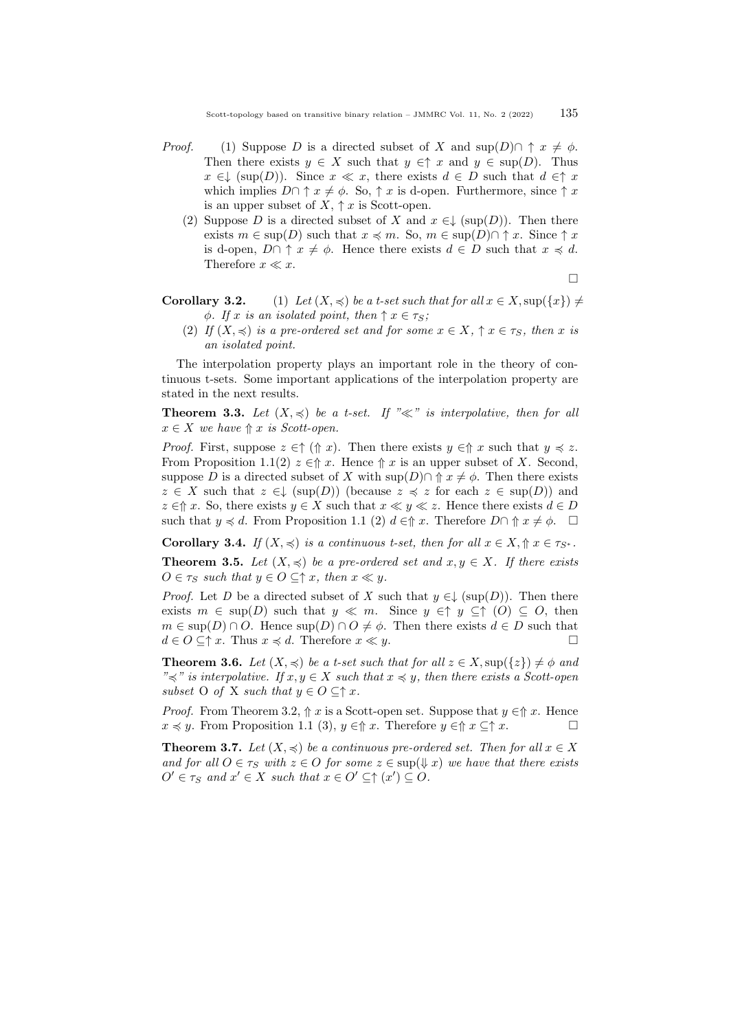*Proof.* (1) Suppose $D$ is a directed subset of $X$ and $\sup(D) \cap \uparrow x \neq \phi$. Then there exists $y \in X$ such that $y \in \uparrow x$ and $y \in \sup(D)$. Thus $x \in \downarrow (\sup(D))$. Since $x \ll x$, there exists $d \in D$ such that $d \in \uparrow x$ which implies $D \cap \uparrow x \neq \phi$. So, $\uparrow x$ is d-open. Furthermore, since $\uparrow x$ is an upper subset of $X$, $\uparrow x$ is Scott-open.

(2) Suppose $D$ is a directed subset of $X$ and $x \in \downarrow (\sup(D))$. Then there exists $m \in \sup(D)$ such that $x \preccurlyeq m$. So, $m \in \sup(D) \cap \uparrow x$. Since $\uparrow x$ is d-open, $D \cap \uparrow x \neq \phi$. Hence there exists $d \in D$ such that $x \preccurlyeq d$. Therefore $x \ll x$. □

**Corollary 3.2.** (1) *Let $(X, \preccurlyeq)$ be a t-set such that for all $x \in X, \sup(\{x\}) \neq \phi$. If $x$ is an isolated point, then $\uparrow x \in \tau_S$;*

(2) *If $(X, \preccurlyeq)$ is a pre-ordered set and for some $x \in X$, $\uparrow x \in \tau_S$, then $x$ is an isolated point.*

The interpolation property plays an important role in the theory of continuous t-sets. Some important applications of the interpolation property are stated in the next results.

**Theorem 3.3.** *Let $(X, \preccurlyeq)$ be a t-set. If "$\ll$" is interpolative, then for all $x \in X$ we have $\Uparrow x$ is Scott-open.*

*Proof.* First, suppose $z \in \uparrow (\Uparrow x)$. Then there exists $y \in \Uparrow x$ such that $y \preccurlyeq z$. From Proposition 1.1(2) $z \in \Uparrow x$. Hence $\Uparrow x$ is an upper subset of $X$. Second, suppose $D$ is a directed subset of $X$ with $\sup(D) \cap \Uparrow x \neq \phi$. Then there exists $z \in X$ such that $z \in \downarrow (\sup(D))$ (because $z \preccurlyeq z$ for each $z \in \sup(D)$) and $z \in \Uparrow x$. So, there exists $y \in X$ such that $x \ll y \ll z$. Hence there exists $d \in D$ such that $y \preccurlyeq d$. From Proposition 1.1 (2) $d \in \Uparrow x$. Therefore $D \cap \Uparrow x \neq \phi$. □

**Corollary 3.4.** *If $(X, \preccurlyeq)$ is a continuous t-set, then for all $x \in X, \Uparrow x \in \tau_{S^*}$.*

**Theorem 3.5.** *Let $(X, \preccurlyeq)$ be a pre-ordered set and $x, y \in X$. If there exists $O \in \tau_S$ such that $y \in O \subseteq \uparrow x$, then $x \ll y$.*

*Proof.* Let $D$ be a directed subset of $X$ such that $y \in \downarrow (\sup(D))$. Then there exists $m \in \sup(D)$ such that $y \ll m$. Since $y \in \uparrow y \subseteq \uparrow (O) \subseteq O$, then $m \in \sup(D) \cap O$. Hence $\sup(D) \cap O \neq \phi$. Then there exists $d \in D$ such that $d \in O \subseteq \uparrow x$. Thus $x \preccurlyeq d$. Therefore $x \ll y$. □

**Theorem 3.6.** *Let $(X, \preccurlyeq)$ be a t-set such that for all $z \in X, \sup(\{z\}) \neq \phi$ and "$\preccurlyeq$" is interpolative. If $x, y \in X$ such that $x \preccurlyeq y$, then there exists a Scott-open subset O of X such that $y \in O \subseteq \uparrow x$.*

*Proof.* From Theorem 3.2, $\Uparrow x$ is a Scott-open set. Suppose that $y \in \Uparrow x$. Hence $x \preccurlyeq y$. From Proposition 1.1 (3), $y \in \Uparrow x$. Therefore $y \in \Uparrow x \subseteq \uparrow x$. □

**Theorem 3.7.** *Let $(X, \preccurlyeq)$ be a continuous pre-ordered set. Then for all $x \in X$ and for all $O \in \tau_S$ with $z \in O$ for some $z \in \sup(\Downarrow x)$ we have that there exists $O' \in \tau_S$ and $x' \in X$ such that $x \in O' \subseteq \uparrow (x') \subseteq O$.*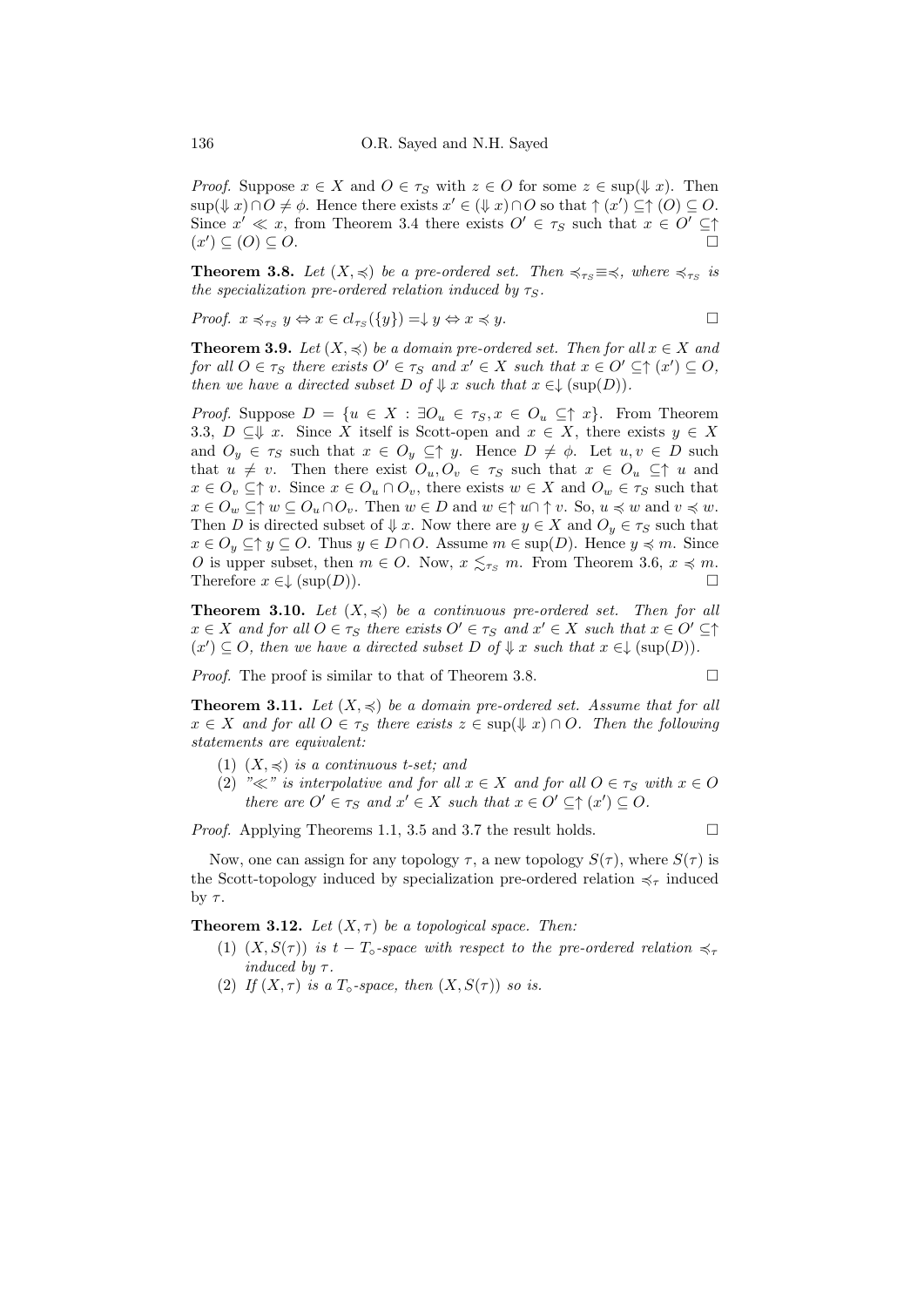*Proof.* Suppose $x \in X$ and $O \in \tau_S$ with $z \in O$ for some $z \in \sup(\Downarrow x)$. Then $\sup(\Downarrow x) \cap O \neq \phi$. Hence there exists $x' \in (\Downarrow x) \cap O$ so that $\uparrow (x') \subseteq \uparrow (O) \subseteq O$. Since $x' \ll x$, from Theorem 3.4 there exists $O' \in \tau_S$ such that $x \in O' \subseteq \uparrow (x') \subseteq (O) \subseteq O$. □

**Theorem 3.8.** *Let $(X, \preccurlyeq)$ be a pre-ordered set. Then $\preccurlyeq_{\tau_S} \equiv \preccurlyeq$, where $\preccurlyeq_{\tau_S}$ is the specialization pre-ordered relation induced by $\tau_S$.*

*Proof.* $x \preccurlyeq_{\tau_S} y \Leftrightarrow x \in cl_{\tau_S}(\{y\}) = \downarrow y \Leftrightarrow x \preccurlyeq y$. □

**Theorem 3.9.** *Let $(X, \preccurlyeq)$ be a domain pre-ordered set. Then for all $x \in X$ and for all $O \in \tau_S$ there exists $O' \in \tau_S$ and $x' \in X$ such that $x \in O' \subseteq \uparrow (x') \subseteq O$, then we have a directed subset $D$ of $\Downarrow x$ such that $x \in \downarrow (\sup(D))$.*

*Proof.* Suppose $D = \{u \in X : \exists O_u \in \tau_S, x \in O_u \subseteq \uparrow x\}$. From Theorem 3.3, $D \subseteq \Downarrow x$. Since $X$ itself is Scott-open and $x \in X$, there exists $y \in X$ and $O_y \in \tau_S$ such that $x \in O_y \subseteq \uparrow y$. Hence $D \neq \phi$. Let $u, v \in D$ such that $u \neq v$. Then there exist $O_u, O_v \in \tau_S$ such that $x \in O_u \subseteq \uparrow u$ and $x \in O_v \subseteq \uparrow v$. Since $x \in O_u \cap O_v$, there exists $w \in X$ and $O_w \in \tau_S$ such that $x \in O_w \subseteq \uparrow w \subseteq O_u \cap O_v$. Then $w \in D$ and $w \in \uparrow u \cap \uparrow v$. So, $u \preccurlyeq w$ and $v \preccurlyeq w$. Then $D$ is directed subset of $\Downarrow x$. Now there are $y \in X$ and $O_y \in \tau_S$ such that $x \in O_y \subseteq \uparrow y \subseteq O$. Thus $y \in D \cap O$. Assume $m \in \sup(D)$. Hence $y \preccurlyeq m$. Since $O$ is upper subset, then $m \in O$. Now, $x \lesssim_{\tau_S} m$. From Theorem 3.6, $x \preccurlyeq m$. Therefore $x \in \downarrow (\sup(D))$. □

**Theorem 3.10.** *Let $(X, \preccurlyeq)$ be a continuous pre-ordered set. Then for all $x \in X$ and for all $O \in \tau_S$ there exists $O' \in \tau_S$ and $x' \in X$ such that $x \in O' \subseteq \uparrow (x') \subseteq O$, then we have a directed subset $D$ of $\Downarrow x$ such that $x \in \downarrow (\sup(D))$.*

*Proof.* The proof is similar to that of Theorem 3.8. □

**Theorem 3.11.** *Let $(X, \preccurlyeq)$ be a domain pre-ordered set. Assume that for all $x \in X$ and for all $O \in \tau_S$ there exists $z \in \sup(\Downarrow x) \cap O$. Then the following statements are equivalent:*

1. *$(X, \preccurlyeq)$ is a continuous t-set; and*
2. *"$\ll$" is interpolative and for all $x \in X$ and for all $O \in \tau_S$ with $x \in O$ there are $O' \in \tau_S$ and $x' \in X$ such that $x \in O' \subseteq \uparrow (x') \subseteq O$.*

*Proof.* Applying Theorems 1.1, 3.5 and 3.7 the result holds. □

Now, one can assign for any topology $\tau$, a new topology $S(\tau)$, where $S(\tau)$ is the Scott-topology induced by specialization pre-ordered relation $\preccurlyeq_\tau$ induced by $\tau$.

**Theorem 3.12.** *Let $(X, \tau)$ be a topological space. Then:*

1. *$(X, S(\tau))$ is $t - T_\circ$-space with respect to the pre-ordered relation $\preccurlyeq_\tau$ induced by $\tau$.*
2. *If $(X, \tau)$ is a $T_\circ$-space, then $(X, S(\tau))$ so is.*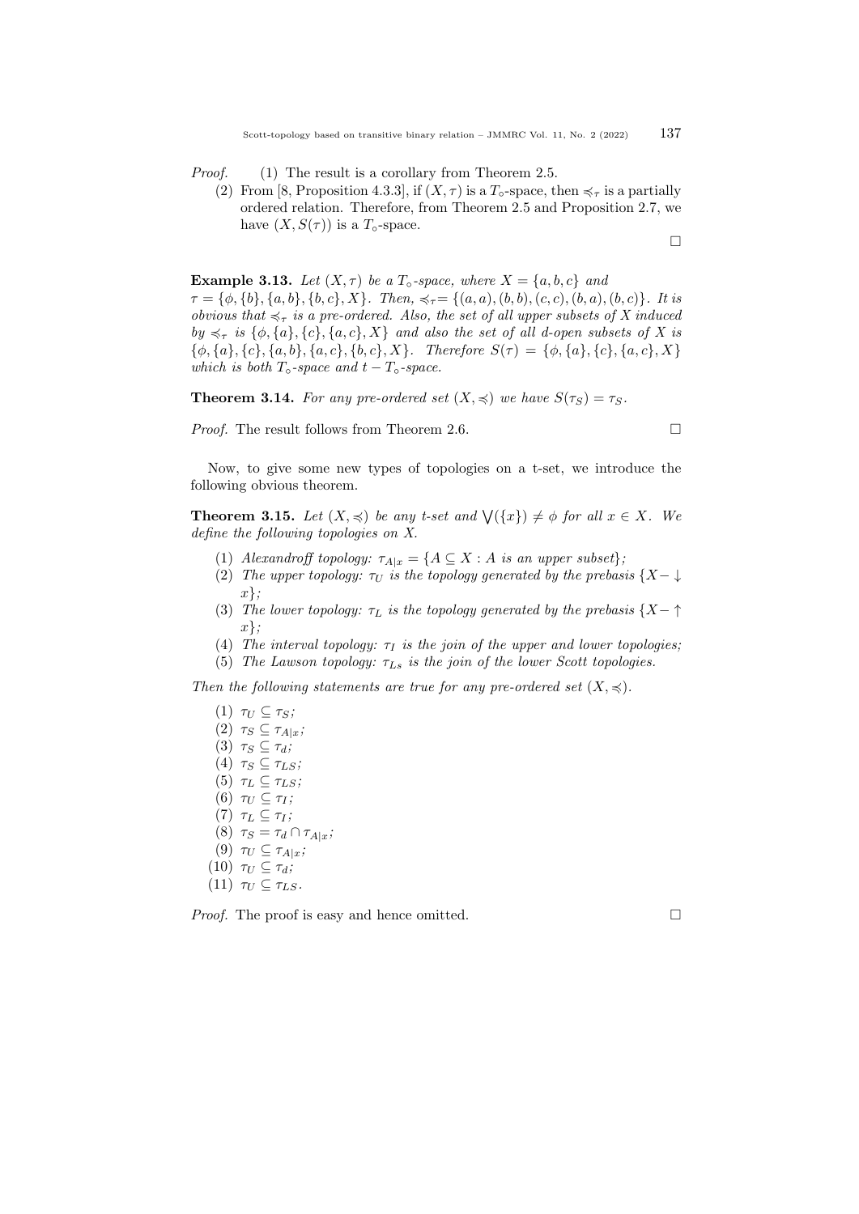*Proof.* (1) The result is a corollary from Theorem 2.5.

(2) From [8, Proposition 4.3.3], if $(X,\tau)$ is a $T_\circ$-space, then $\preccurlyeq_\tau$ is a partially ordered relation. Therefore, from Theorem 2.5 and Proposition 2.7, we have $(X, S(\tau))$ is a $T_\circ$-space.

□

**Example 3.13.** *Let $(X,\tau)$ be a $T_\circ$-space, where $X = \{a,b,c\}$ and $\tau = \{\phi, \{b\}, \{a,b\}, \{b,c\}, X\}$. Then, $\preccurlyeq_\tau = \{(a,a),(b,b),(c,c),(b,a),(b,c)\}$. It is obvious that $\preccurlyeq_\tau$ is a pre-ordered. Also, the set of all upper subsets of $X$ induced by $\preccurlyeq_\tau$ is $\{\phi, \{a\}, \{c\}, \{a,c\}, X\}$ and also the set of all d-open subsets of $X$ is $\{\phi, \{a\}, \{c\}, \{a,b\}, \{a,c\}, \{b,c\}, X\}$. Therefore $S(\tau) = \{\phi, \{a\}, \{c\}, \{a,c\}, X\}$ which is both $T_\circ$-space and $t - T_\circ$-space.*

**Theorem 3.14.** *For any pre-ordered set $(X,\preccurlyeq)$ we have $S(\tau_S) = \tau_S$.*

*Proof.* The result follows from Theorem 2.6. □

Now, to give some new types of topologies on a t-set, we introduce the following obvious theorem.

**Theorem 3.15.** *Let $(X,\preccurlyeq)$ be any t-set and $\bigvee(\{x\}) \neq \phi$ for all $x \in X$. We define the following topologies on X.*

1. *Alexandroff topology: $\tau_{A|x} = \{A \subseteq X : A \text{ is an upper subset}\}$;*
2. *The upper topology: $\tau_U$ is the topology generated by the prebasis $\{X - \downarrow x\}$;*
3. *The lower topology: $\tau_L$ is the topology generated by the prebasis $\{X - \uparrow x\}$;*
4. *The interval topology: $\tau_I$ is the join of the upper and lower topologies;*
5. *The Lawson topology: $\tau_{Ls}$ is the join of the lower Scott topologies.*

*Then the following statements are true for any pre-ordered set $(X,\preccurlyeq)$.*

1. *$\tau_U \subseteq \tau_S$;*
2. *$\tau_S \subseteq \tau_{A|x}$;*
3. *$\tau_S \subseteq \tau_d$;*
4. *$\tau_S \subseteq \tau_{LS}$;*
5. *$\tau_L \subseteq \tau_{LS}$;*
6. *$\tau_U \subseteq \tau_I$;*
7. *$\tau_L \subseteq \tau_I$;*
8. *$\tau_S = \tau_d \cap \tau_{A|x}$;*
9. *$\tau_U \subseteq \tau_{A|x}$;*
10. *$\tau_U \subseteq \tau_d$;*
11. *$\tau_U \subseteq \tau_{LS}$.*

*Proof.* The proof is easy and hence omitted. □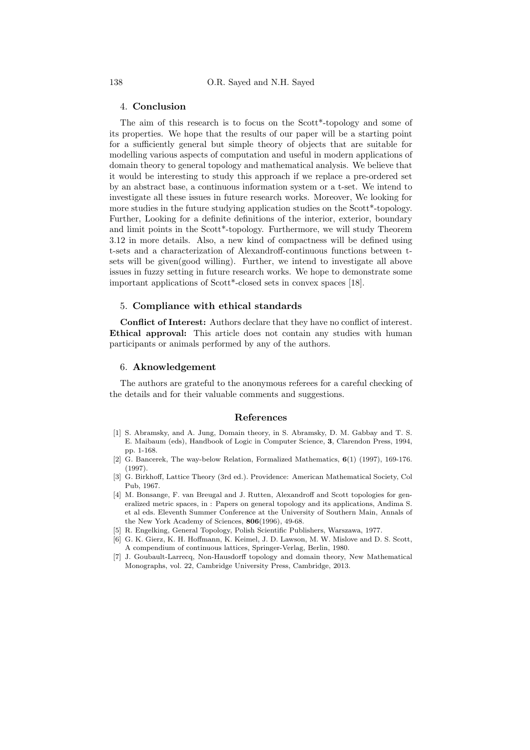## 4. Conclusion

The aim of this research is to focus on the Scott*-topology and some of its properties. We hope that the results of our paper will be a starting point for a sufficiently general but simple theory of objects that are suitable for modelling various aspects of computation and useful in modern applications of domain theory to general topology and mathematical analysis. We believe that it would be interesting to study this approach if we replace a pre-ordered set by an abstract base, a continuous information system or a t-set. We intend to investigate all these issues in future research works. Moreover, We looking for more studies in the future studying application studies on the Scott*-topology. Further, Looking for a definite definitions of the interior, exterior, boundary and limit points in the Scott*-topology. Furthermore, we will study Theorem 3.12 in more details. Also, a new kind of compactness will be defined using t-sets and a characterization of Alexandroff-continuous functions between t-sets will be given(good willing). Further, we intend to investigate all above issues in fuzzy setting in future research works. We hope to demonstrate some important applications of Scott*-closed sets in convex spaces [18].

## 5. Compliance with ethical standards

**Conflict of Interest:** Authors declare that they have no conflict of interest.
**Ethical approval:** This article does not contain any studies with human participants or animals performed by any of the authors.

## 6. Aknowledgement

The authors are grateful to the anonymous referees for a careful checking of the details and for their valuable comments and suggestions.

## References

[1] S. Abramsky, and A. Jung, Domain theory, in S. Abramsky, D. M. Gabbay and T. S. E. Maibaum (eds), Handbook of Logic in Computer Science, **3**, Clarendon Press, 1994, pp. 1-168.

[2] G. Bancerek, The way-below Relation, Formalized Mathematics, **6**(1) (1997), 169-176. (1997).

[3] G. Birkhoff, Lattice Theory (3rd ed.). Providence: American Mathematical Society, Col Pub, 1967.

[4] M. Bonsange, F. van Breugal and J. Rutten, Alexandroff and Scott topologies for generalized metric spaces, in : Papers on general topology and its applications, Andima S. et al eds. Eleventh Summer Conference at the University of Southern Main, Annals of the New York Academy of Sciences, **806**(1996), 49-68.

[5] R. Engelking, General Topology, Polish Scientific Publishers, Warszawa, 1977.

[6] G. K. Gierz, K. H. Hoffmann, K. Keimel, J. D. Lawson, M. W. Mislove and D. S. Scott, A compendium of continuous lattices, Springer-Verlag, Berlin, 1980.

[7] J. Goubault-Larrecq, Non-Hausdorff topology and domain theory, New Mathematical Monographs, vol. 22, Cambridge University Press, Cambridge, 2013.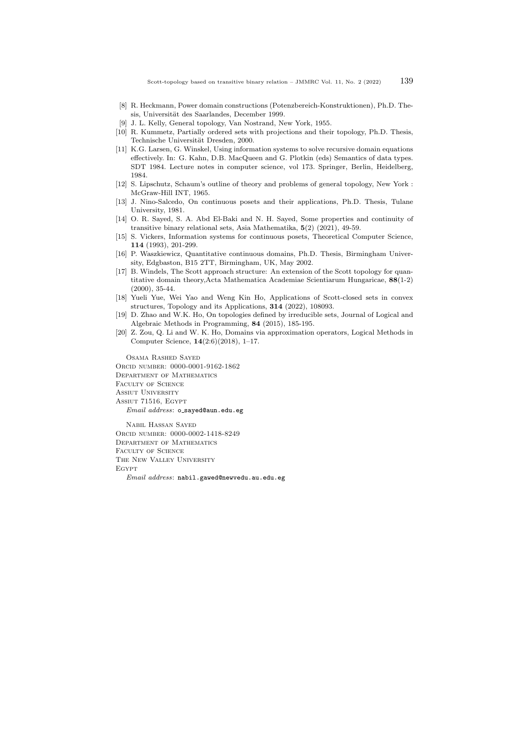[8] R. Heckmann, Power domain constructions (Potenzbereich-Konstruktionen), Ph.D. Thesis, Universität des Saarlandes, December 1999.

[9] J. L. Kelly, General topology, Van Nostrand, New York, 1955.

[10] R. Kummetz, Partially ordered sets with projections and their topology, Ph.D. Thesis, Technische Universität Dresden, 2000.

[11] K.G. Larsen, G. Winskel, Using information systems to solve recursive domain equations effectively. In: G. Kahn, D.B. MacQueen and G. Plotkin (eds) Semantics of data types. SDT 1984. Lecture notes in computer science, vol 173. Springer, Berlin, Heidelberg, 1984.

[12] S. Lipschutz, Schaum's outline of theory and problems of general topology, New York : McGraw-Hill INT, 1965.

[13] J. Nino-Salcedo, On continuous posets and their applications, Ph.D. Thesis, Tulane University, 1981.

[14] O. R. Sayed, S. A. Abd El-Baki and N. H. Sayed, Some properties and continuity of transitive binary relational sets, Asia Mathematika, **5**(2) (2021), 49-59.

[15] S. Vickers, Information systems for continuous posets, Theoretical Computer Science, **114** (1993), 201-299.

[16] P. Waszkiewicz, Quantitative continuous domains, Ph.D. Thesis, Birmingham University, Edgbaston, B15 2TT, Birmingham, UK, May 2002.

[17] B. Windels, The Scott approach structure: An extension of the Scott topology for quantitative domain theory,Acta Mathematica Academiae Scientiarum Hungaricae, **88**(1-2) (2000), 35-44.

[18] Yueli Yue, Wei Yao and Weng Kin Ho, Applications of Scott-closed sets in convex structures, Topology and its Applications, **314** (2022), 108093.

[19] D. Zhao and W.K. Ho, On topologies defined by irreducible sets, Journal of Logical and Algebraic Methods in Programming, **84** (2015), 185-195.

[20] Z. Zou, Q. Li and W. K. Ho, Domains via approximation operators, Logical Methods in Computer Science, **14**(2:6)(2018), 1–17.

Osama Rashed Sayed
Orcid number: 0000-0001-9162-1862
Department of Mathematics
Faculty of Science
Assiut University
Assiut 71516, Egypt
*Email address*: o_sayed@aun.edu.eg

Nabil Hassan Sayed
Orcid number: 0000-0002-1418-8249
Department of Mathematics
Faculty of Science
The New Valley University
Egypt
*Email address*: nabil.gawed@newvedu.au.edu.eg